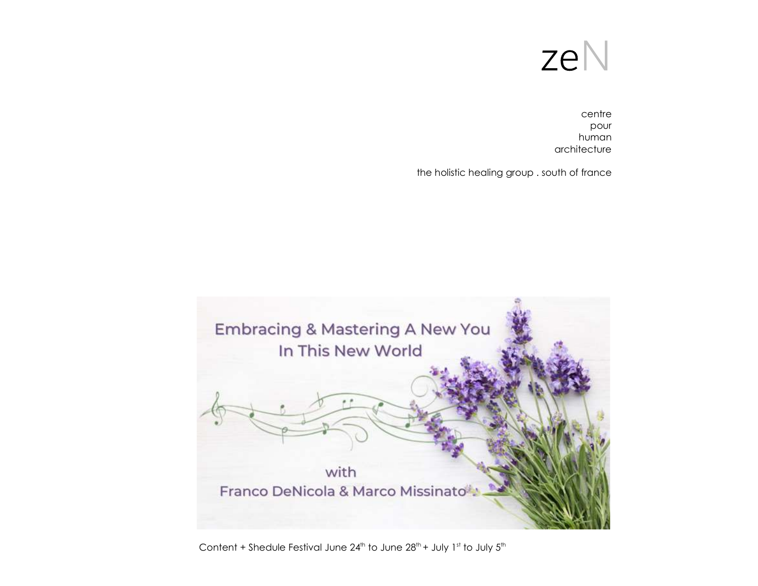# zeN

centre
pour
human
architecture

the holistic healing group . south of france

Embracing & Mastering A New You
In This New World

with
Franco DeNicola & Marco Missinato

Content + Shedule Festival June 24th to June 28th + July 1st to July 5th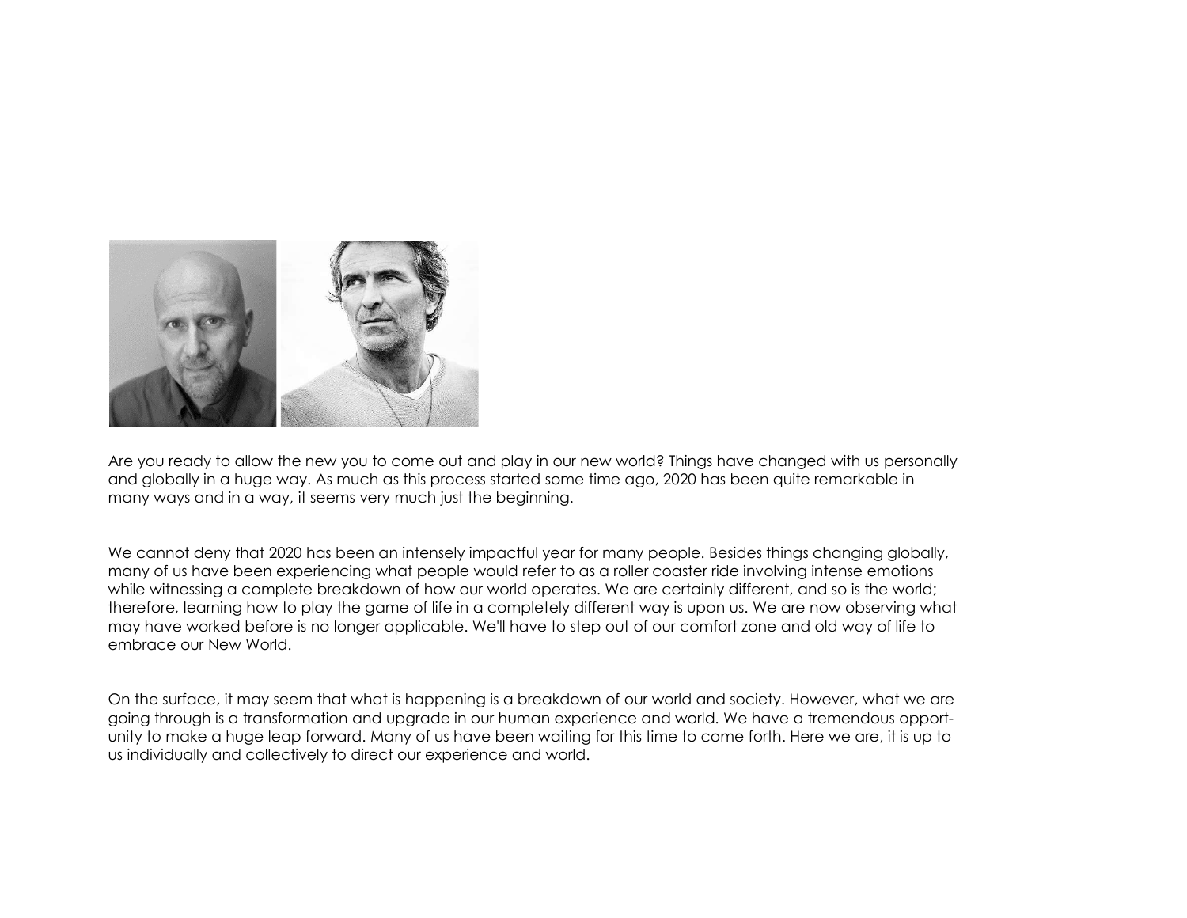Are you ready to allow the new you to come out and play in our new world? Things have changed with us personally and globally in a huge way. As much as this process started some time ago, 2020 has been quite remarkable in many ways and in a way, it seems very much just the beginning.

We cannot deny that 2020 has been an intensely impactful year for many people. Besides things changing globally, many of us have been experiencing what people would refer to as a roller coaster ride involving intense emotions while witnessing a complete breakdown of how our world operates. We are certainly different, and so is the world; therefore, learning how to play the game of life in a completely different way is upon us. We are now observing what may have worked before is no longer applicable. We'll have to step out of our comfort zone and old way of life to embrace our New World.

On the surface, it may seem that what is happening is a breakdown of our world and society. However, what we are going through is a transformation and upgrade in our human experience and world. We have a tremendous opportunity to make a huge leap forward. Many of us have been waiting for this time to come forth. Here we are, it is up to us individually and collectively to direct our experience and world.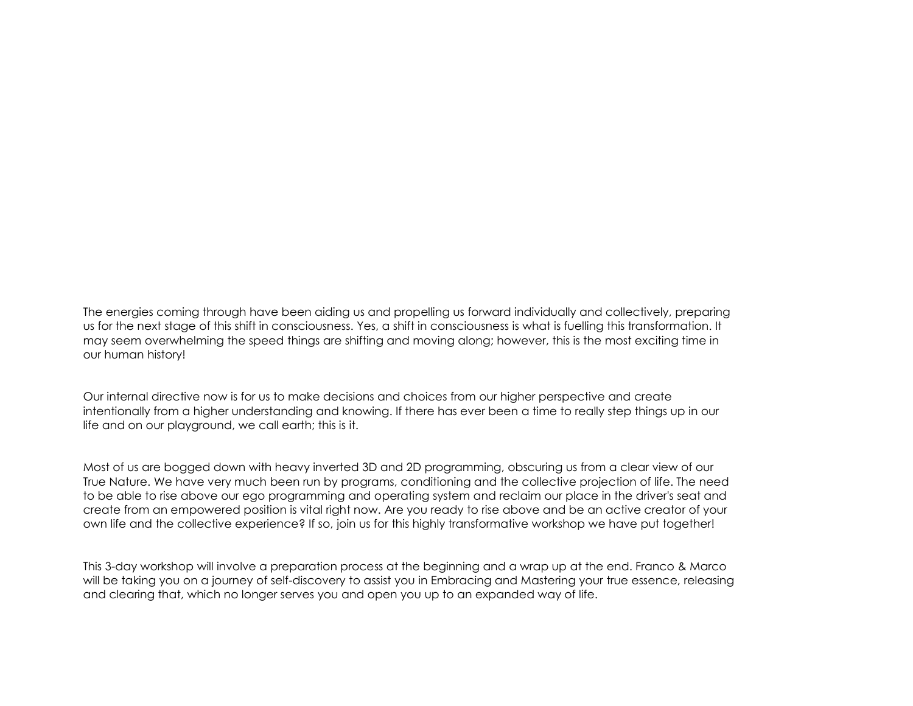The energies coming through have been aiding us and propelling us forward individually and collectively, preparing us for the next stage of this shift in consciousness. Yes, a shift in consciousness is what is fuelling this transformation. It may seem overwhelming the speed things are shifting and moving along; however, this is the most exciting time in our human history!

Our internal directive now is for us to make decisions and choices from our higher perspective and create intentionally from a higher understanding and knowing. If there has ever been a time to really step things up in our life and on our playground, we call earth; this is it.

Most of us are bogged down with heavy inverted 3D and 2D programming, obscuring us from a clear view of our True Nature. We have very much been run by programs, conditioning and the collective projection of life. The need to be able to rise above our ego programming and operating system and reclaim our place in the driver's seat and create from an empowered position is vital right now. Are you ready to rise above and be an active creator of your own life and the collective experience? If so, join us for this highly transformative workshop we have put together!

This 3-day workshop will involve a preparation process at the beginning and a wrap up at the end. Franco & Marco will be taking you on a journey of self-discovery to assist you in Embracing and Mastering your true essence, releasing and clearing that, which no longer serves you and open you up to an expanded way of life.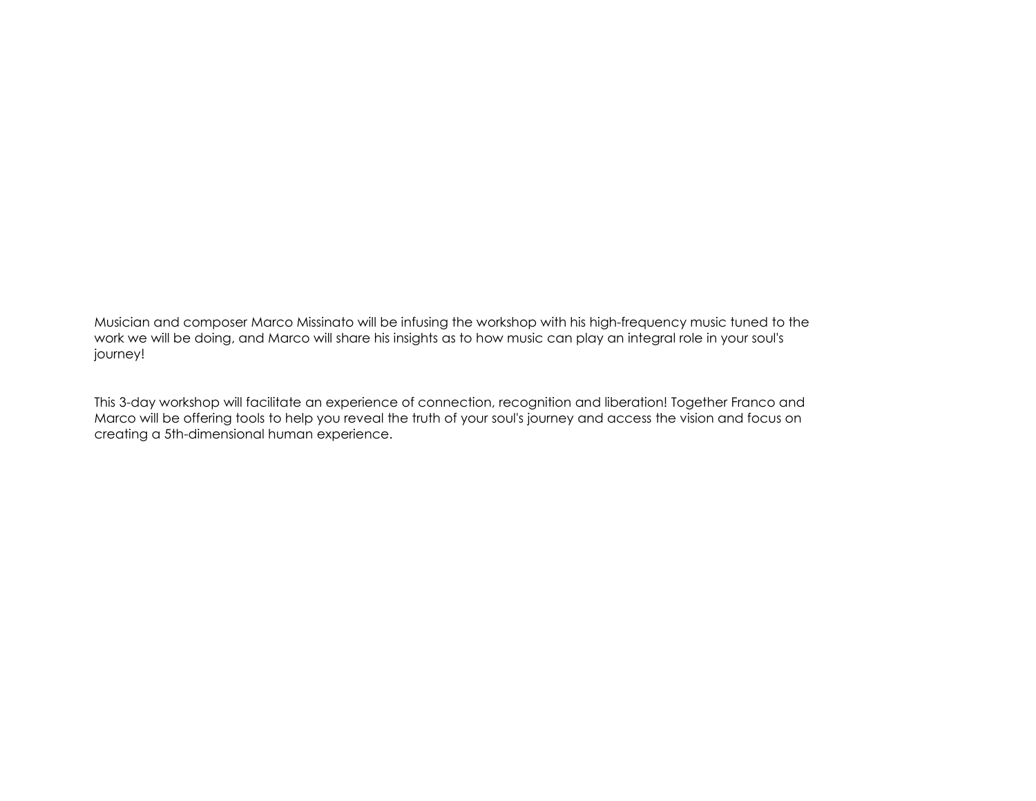Musician and composer Marco Missinato will be infusing the workshop with his high-frequency music tuned to the work we will be doing, and Marco will share his insights as to how music can play an integral role in your soul's journey!

This 3-day workshop will facilitate an experience of connection, recognition and liberation! Together Franco and Marco will be offering tools to help you reveal the truth of your soul's journey and access the vision and focus on creating a 5th-dimensional human experience.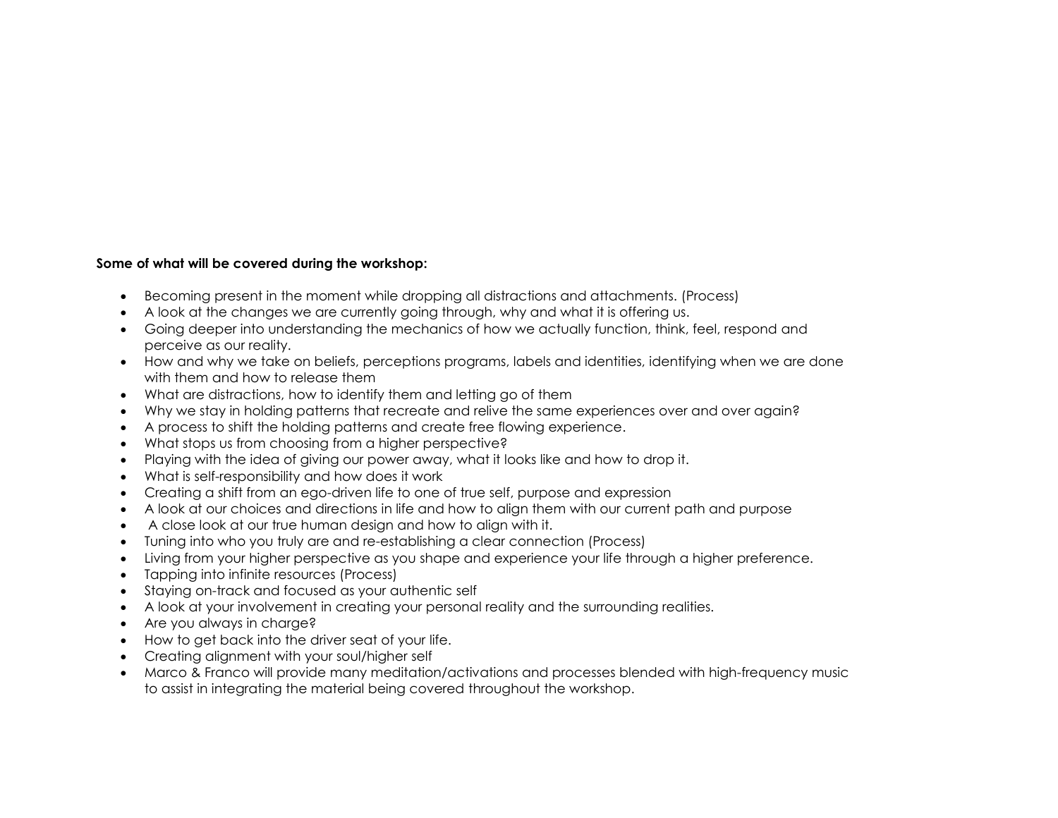**Some of what will be covered during the workshop:**

- Becoming present in the moment while dropping all distractions and attachments. (Process)
- A look at the changes we are currently going through, why and what it is offering us.
- Going deeper into understanding the mechanics of how we actually function, think, feel, respond and perceive as our reality.
- How and why we take on beliefs, perceptions programs, labels and identities, identifying when we are done with them and how to release them
- What are distractions, how to identify them and letting go of them
- Why we stay in holding patterns that recreate and relive the same experiences over and over again?
- A process to shift the holding patterns and create free flowing experience.
- What stops us from choosing from a higher perspective?
- Playing with the idea of giving our power away, what it looks like and how to drop it.
- What is self-responsibility and how does it work
- Creating a shift from an ego-driven life to one of true self, purpose and expression
- A look at our choices and directions in life and how to align them with our current path and purpose
- A close look at our true human design and how to align with it.
- Tuning into who you truly are and re-establishing a clear connection (Process)
- Living from your higher perspective as you shape and experience your life through a higher preference.
- Tapping into infinite resources (Process)
- Staying on-track and focused as your authentic self
- A look at your involvement in creating your personal reality and the surrounding realities.
- Are you always in charge?
- How to get back into the driver seat of your life.
- Creating alignment with your soul/higher self
- Marco & Franco will provide many meditation/activations and processes blended with high-frequency music to assist in integrating the material being covered throughout the workshop.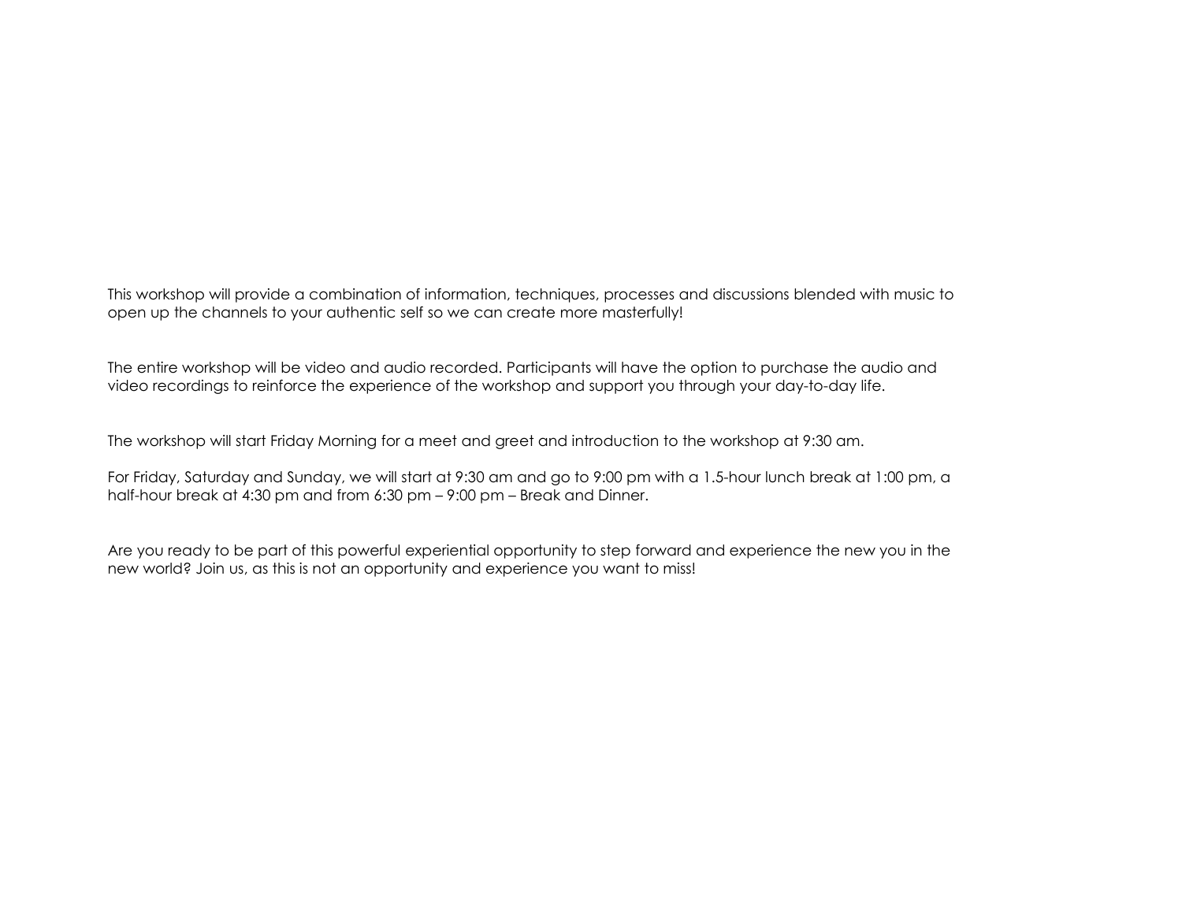This workshop will provide a combination of information, techniques, processes and discussions blended with music to open up the channels to your authentic self so we can create more masterfully!

The entire workshop will be video and audio recorded. Participants will have the option to purchase the audio and video recordings to reinforce the experience of the workshop and support you through your day-to-day life.

The workshop will start Friday Morning for a meet and greet and introduction to the workshop at 9:30 am.

For Friday, Saturday and Sunday, we will start at 9:30 am and go to 9:00 pm with a 1.5-hour lunch break at 1:00 pm, a half-hour break at 4:30 pm and from 6:30 pm – 9:00 pm – Break and Dinner.

Are you ready to be part of this powerful experiential opportunity to step forward and experience the new you in the new world? Join us, as this is not an opportunity and experience you want to miss!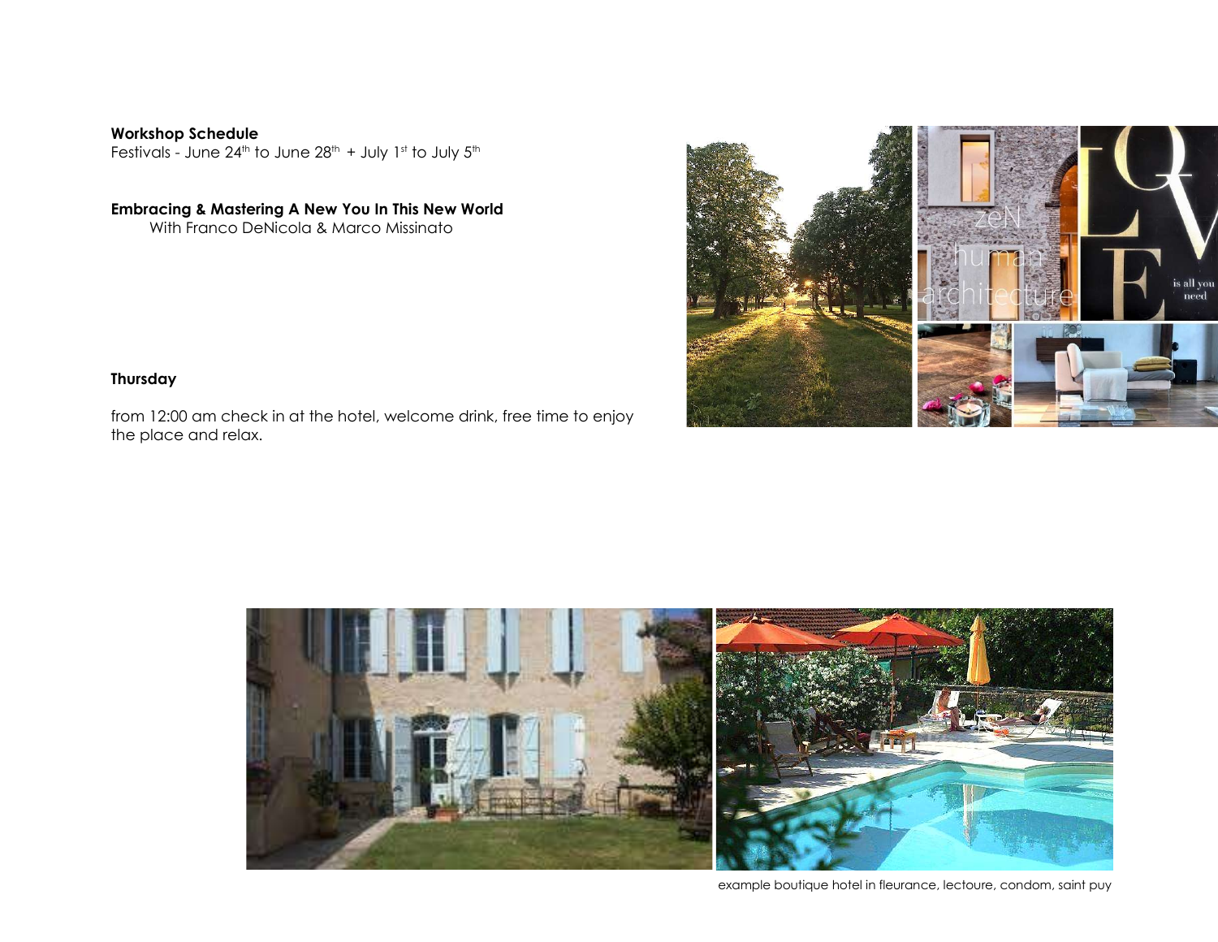**Workshop Schedule**
Festivals - June 24th to June 28th + July 1st to July 5th

**Embracing & Mastering A New You In This New World**
With Franco DeNicola & Marco Missinato

**Thursday**

from 12:00 am check in at the hotel, welcome drink, free time to enjoy the place and relax.

example boutique hotel in fleurance, lectoure, condom, saint puy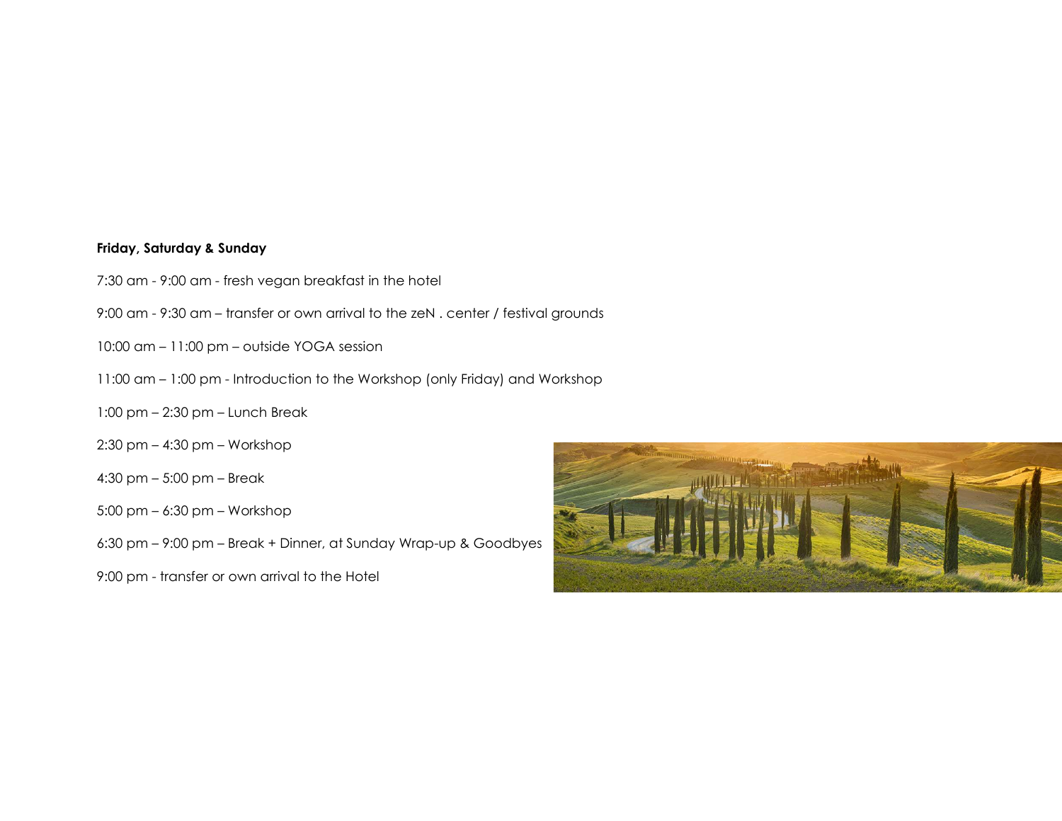**Friday, Saturday & Sunday**

7:30 am - 9:00 am - fresh vegan breakfast in the hotel

9:00 am - 9:30 am – transfer or own arrival to the zeN . center / festival grounds

10:00 am – 11:00 pm – outside YOGA session

11:00 am – 1:00 pm - Introduction to the Workshop (only Friday) and Workshop

1:00 pm – 2:30 pm – Lunch Break

2:30 pm – 4:30 pm – Workshop

4:30 pm – 5:00 pm – Break

5:00 pm – 6:30 pm – Workshop

6:30 pm – 9:00 pm – Break + Dinner, at Sunday Wrap-up & Goodbyes

9:00 pm - transfer or own arrival to the Hotel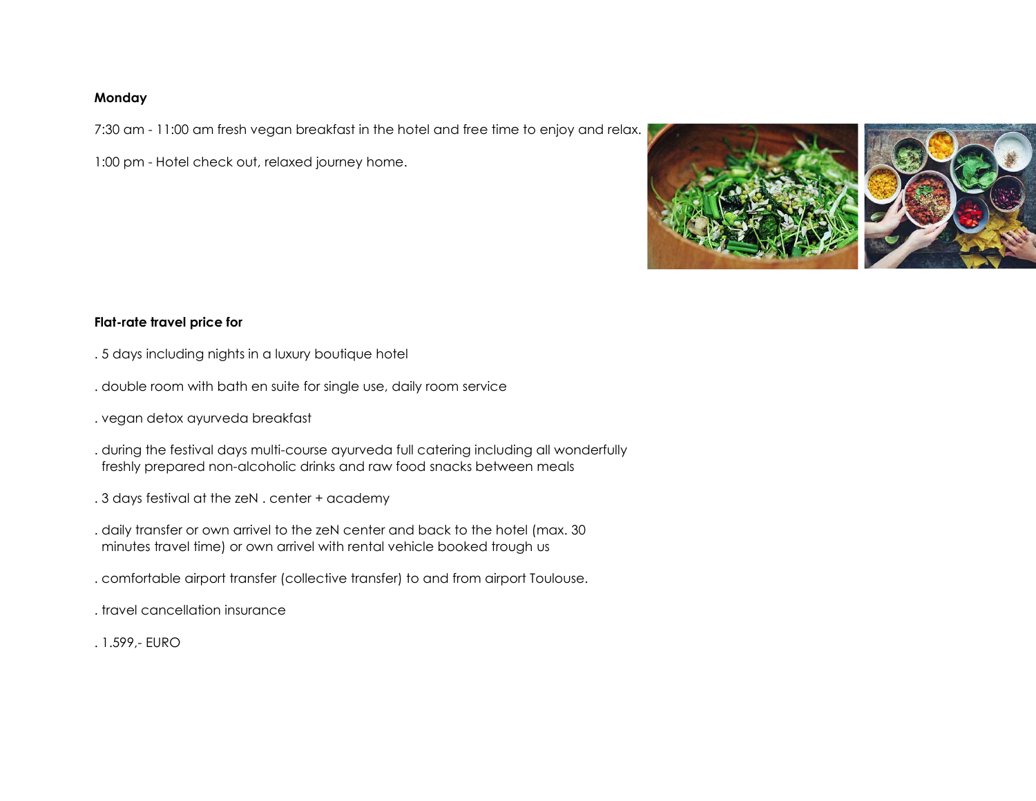**Monday**

7:30 am - 11:00 am fresh vegan breakfast in the hotel and free time to enjoy and relax.

1:00 pm - Hotel check out, relaxed journey home.

**Flat-rate travel price for**

. 5 days including nights in a luxury boutique hotel

. double room with bath en suite for single use, daily room service

. vegan detox ayurveda breakfast

. during the festival days multi-course ayurveda full catering including all wonderfully freshly prepared non-alcoholic drinks and raw food snacks between meals

. 3 days festival at the zeN . center + academy

. daily transfer or own arrivel to the zeN center and back to the hotel (max. 30 minutes travel time) or own arrivel with rental vehicle booked trough us

. comfortable airport transfer (collective transfer) to and from airport Toulouse.

. travel cancellation insurance

. 1.599,- EURO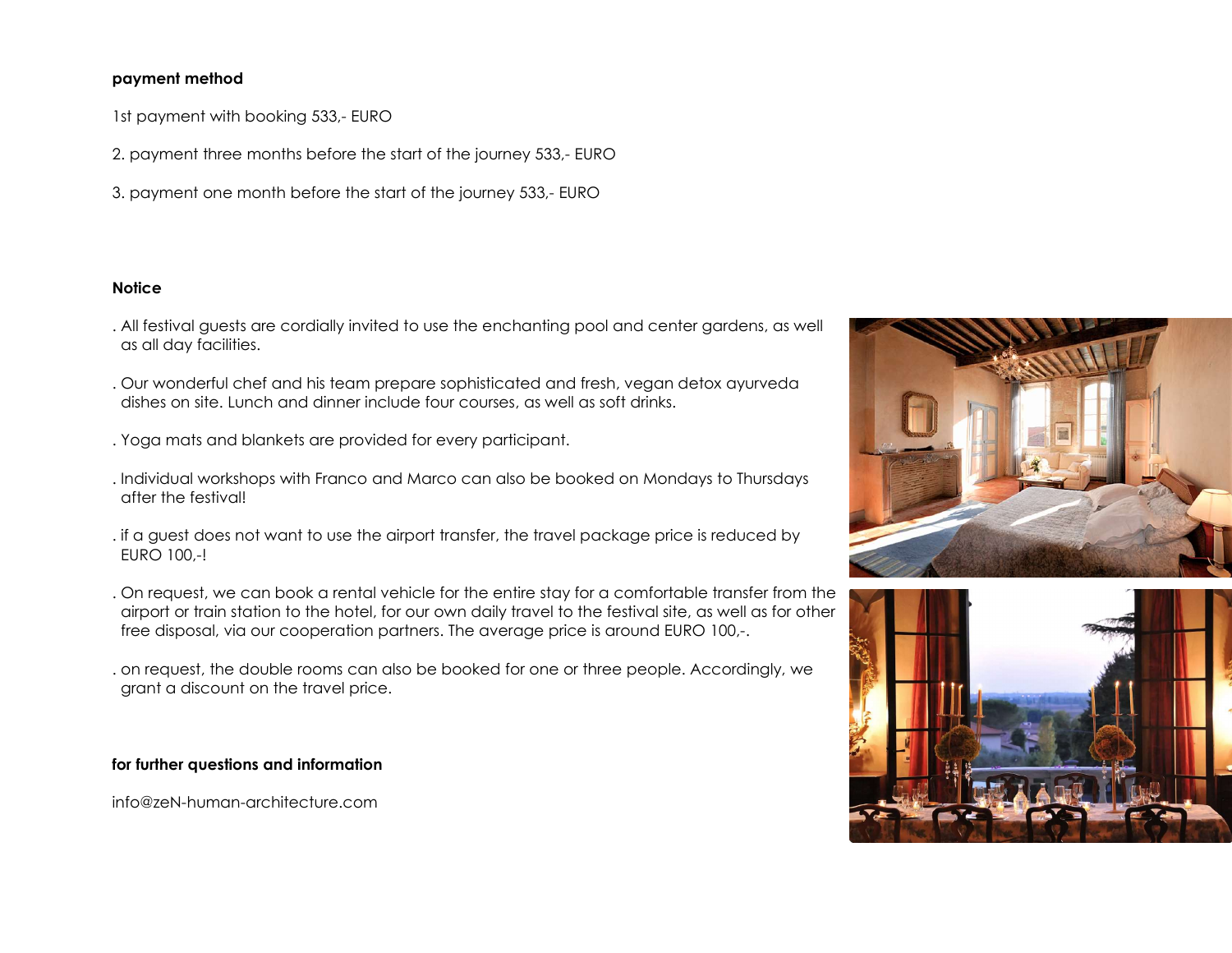**payment method**

1st payment with booking 533,- EURO

2. payment three months before the start of the journey 533,- EURO

3. payment one month before the start of the journey 533,- EURO

**Notice**

. All festival guests are cordially invited to use the enchanting pool and center gardens, as well as all day facilities.

. Our wonderful chef and his team prepare sophisticated and fresh, vegan detox ayurveda dishes on site. Lunch and dinner include four courses, as well as soft drinks.

. Yoga mats and blankets are provided for every participant.

. Individual workshops with Franco and Marco can also be booked on Mondays to Thursdays after the festival!

. if a guest does not want to use the airport transfer, the travel package price is reduced by EURO 100,-!

. On request, we can book a rental vehicle for the entire stay for a comfortable transfer from the airport or train station to the hotel, for our own daily travel to the festival site, as well as for other free disposal, via our cooperation partners. The average price is around EURO 100,-.

. on request, the double rooms can also be booked for one or three people. Accordingly, we grant a discount on the travel price.

**for further questions and information**

info@zeN-human-architecture.com